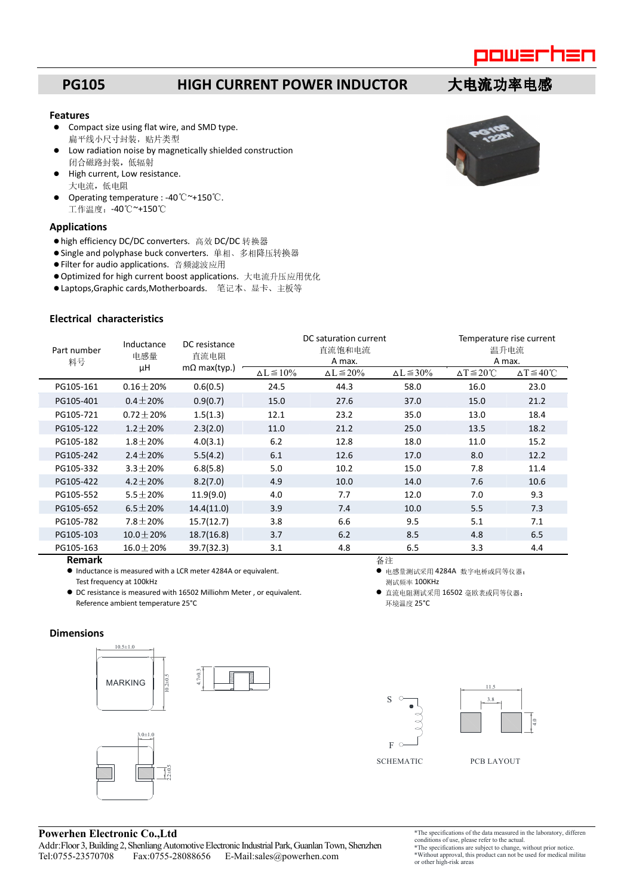# PG105 HIGH CURRENT POWER INDUCTOR 大电流功率电感

## Features

- Compact size using flat wire, and SMD type.
  扁平线小尺寸封装，贴片类型
- Low radiation noise by magnetically shielded construction
  闭合磁路封装，低辐射
- High current, Low resistance.
  大电流，低电阻
- Operating temperature : -40℃~+150℃.
  工作温度：-40℃~+150℃

## Applications

- high efficiency DC/DC converters. 高效 DC/DC 转换器
- Single and polyphase buck converters. 单相、多相降压转换器
- Filter for audio applications. 音频滤波应用
- Optimized for high current boost applications. 大电流升压应用优化
- Laptops,Graphic cards,Motherboards. 笔记本、显卡、主板等

## Electrical characteristics

| Part number 料号 | Inductance 电感量 μH | DC resistance 直流电阻 mΩ max(typ.) | DC saturation current 直流饱和电流 A max. | | | Temperature rise current 温升电流 A max. | |
|---|---|---|---|---|---|---|---|
| | | | ΔL≦10% | ΔL≦20% | ΔL≦30% | ΔT≦20℃ | ΔT≦40℃ |
| PG105-161 | 0.16±20% | 0.6(0.5) | 24.5 | 44.3 | 58.0 | 16.0 | 23.0 |
| PG105-401 | 0.4±20% | 0.9(0.7) | 15.0 | 27.6 | 37.0 | 15.0 | 21.2 |
| PG105-721 | 0.72±20% | 1.5(1.3) | 12.1 | 23.2 | 35.0 | 13.0 | 18.4 |
| PG105-122 | 1.2±20% | 2.3(2.0) | 11.0 | 21.2 | 25.0 | 13.5 | 18.2 |
| PG105-182 | 1.8±20% | 4.0(3.1) | 6.2 | 12.8 | 18.0 | 11.0 | 15.2 |
| PG105-242 | 2.4±20% | 5.5(4.2) | 6.1 | 12.6 | 17.0 | 8.0 | 12.2 |
| PG105-332 | 3.3±20% | 6.8(5.8) | 5.0 | 10.2 | 15.0 | 7.8 | 11.4 |
| PG105-422 | 4.2±20% | 8.2(7.0) | 4.9 | 10.0 | 14.0 | 7.6 | 10.6 |
| PG105-552 | 5.5±20% | 11.9(9.0) | 4.0 | 7.7 | 12.0 | 7.0 | 9.3 |
| PG105-652 | 6.5±20% | 14.4(11.0) | 3.9 | 7.4 | 10.0 | 5.5 | 7.3 |
| PG105-782 | 7.8±20% | 15.7(12.7) | 3.8 | 6.6 | 9.5 | 5.1 | 7.1 |
| PG105-103 | 10.0±20% | 18.7(16.8) | 3.7 | 6.2 | 8.5 | 4.8 | 6.5 |
| PG105-163 | 16.0±20% | 39.7(32.3) | 3.1 | 4.8 | 6.5 | 3.3 | 4.4 |

**Remark**

- Inductance is measured with a LCR meter 4284A or equivalent.
  Test frequency at 100kHz
- DC resistance is measured with 16502 Milliohm Meter , or equivalent.
  Reference ambient temperature 25°C

备注

- 电感量测试采用 4284A 数字电桥或同等仪器；
  测试频率 100KHz
- 直流电阻测试采用 16502 毫欧表或同等仪器；
  环境温度 25°C

## Dimensions

10.5±1.0

MARKING

10.2±0.5

4.7±0.3

3.0±1.0

2.2±0.5

S

F

SCHEMATIC

11.5

3.8

4.0

PCB LAYOUT

**Powerhen Electronic Co.,Ltd**
Addr:Floor 3, Building 2, Shenliang Automotive Electronic Industrial Park, Guanlan Town, Shenzhen
Tel:0755-23570708 Fax:0755-28088656 E-Mail:sales@powerhen.com

*The specifications of the data measured in the laboratory, differen conditions of use, please refer to the actual.
*The specifications are subject to change, without prior notice.
*Without approval, this product can not be used for medical militar or other high-risk areas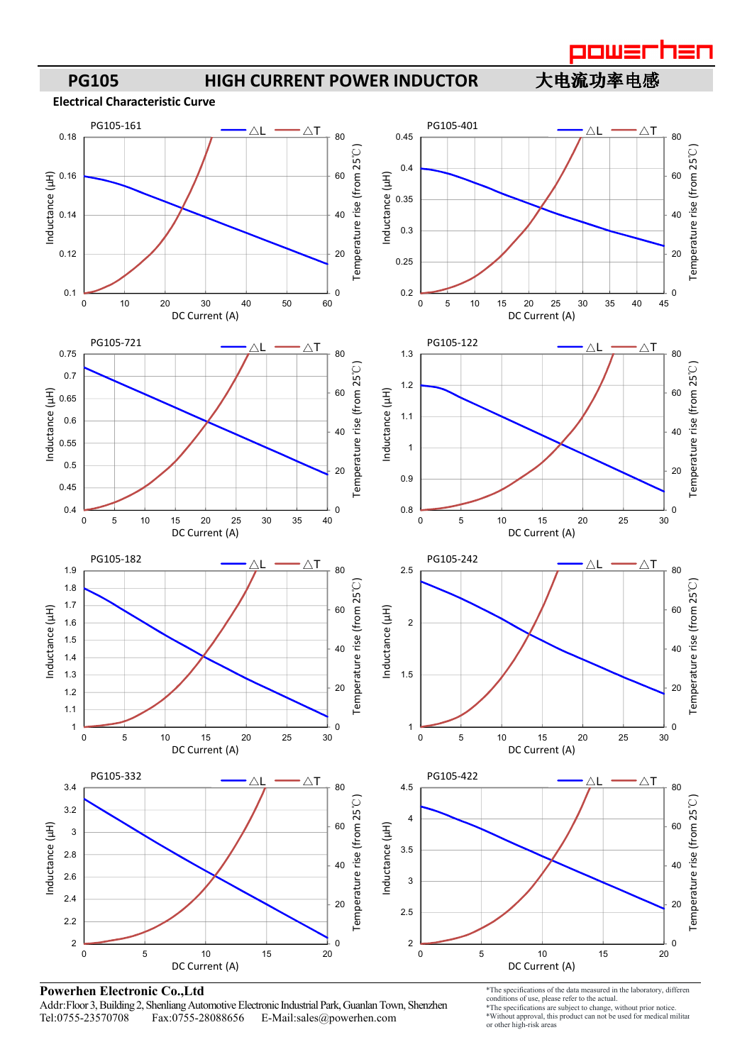# PG105 HIGH CURRENT POWER INDUCTOR 大电流功率电感

## Electrical Characteristic Curve

PG105-161

PG105-401

PG105-721

PG105-122

PG105-182

PG105-242

PG105-332

PG105-422

**Powerhen Electronic Co.,Ltd**

Addr:Floor 3, Building 2, Shenliang Automotive Electronic Industrial Park, Guanlan Town, Shenzhen

Tel:0755-23570708 Fax:0755-28088656 E-Mail:sales@powerhen.com

*The specifications of the data measured in the laboratory, differen conditions of use, please refer to the actual.
*The specifications are subject to change, without prior notice.
*Without approval, this product can not be used for medical militar or other high-risk areas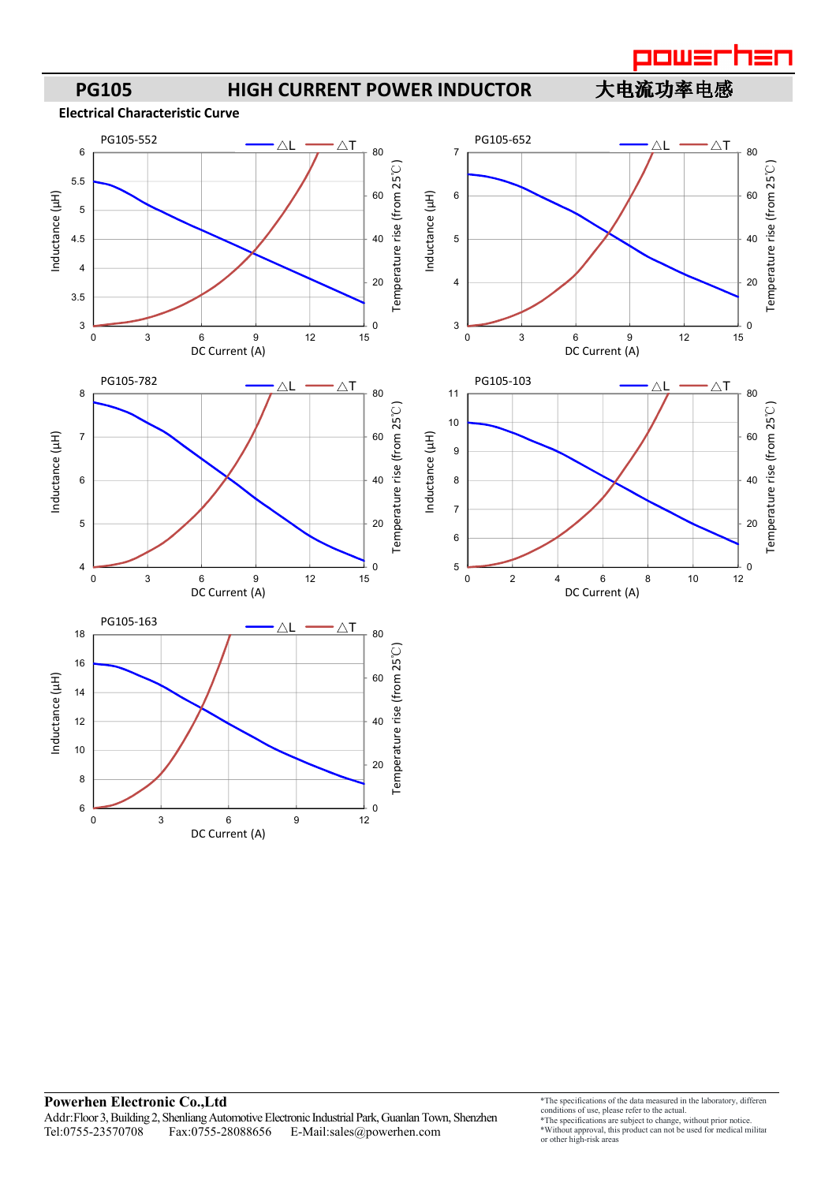# PG105 HIGH CURRENT POWER INDUCTOR 大电流功率电感

## Electrical Characteristic Curve

PG105-552
△L △T
Inductance (μH)
6
5.5
5
4.5
4
3.5
3
Temperature rise (from 25℃)
80
60
40
20
0
0 3 6 9 12 15
DC Current (A)

PG105-652
△L △T
Inductance (μH)
7
6
5
4
3
Temperature rise (from 25℃)
80
60
40
20
0
0 3 6 9 12 15
DC Current (A)

PG105-782
△L △T
Inductance (μH)
8
7
6
5
4
Temperature rise (from 25℃)
80
60
40
20
0
0 3 6 9 12 15
DC Current (A)

PG105-103
△L △T
Inductance (μH)
11
10
9
8
7
6
5
Temperature rise (from 25℃)
80
60
40
20
0
0 2 4 6 8 10 12
DC Current (A)

PG105-163
△L △T
Inductance (μH)
18
16
14
12
10
8
6
Temperature rise (from 25℃)
80
60
40
20
0
0 3 6 9 12
DC Current (A)

**Powerhen Electronic Co.,Ltd**
Addr:Floor 3, Building 2, Shenliang Automotive Electronic Industrial Park, Guanlan Town, Shenzhen
Tel:0755-23570708 Fax:0755-28088656 E-Mail:sales@powerhen.com

*The specifications of the data measured in the laboratory, differen conditions of use, please refer to the actual.
*The specifications are subject to change, without prior notice.
*Without approval, this product can not be used for medical militar or other high-risk areas